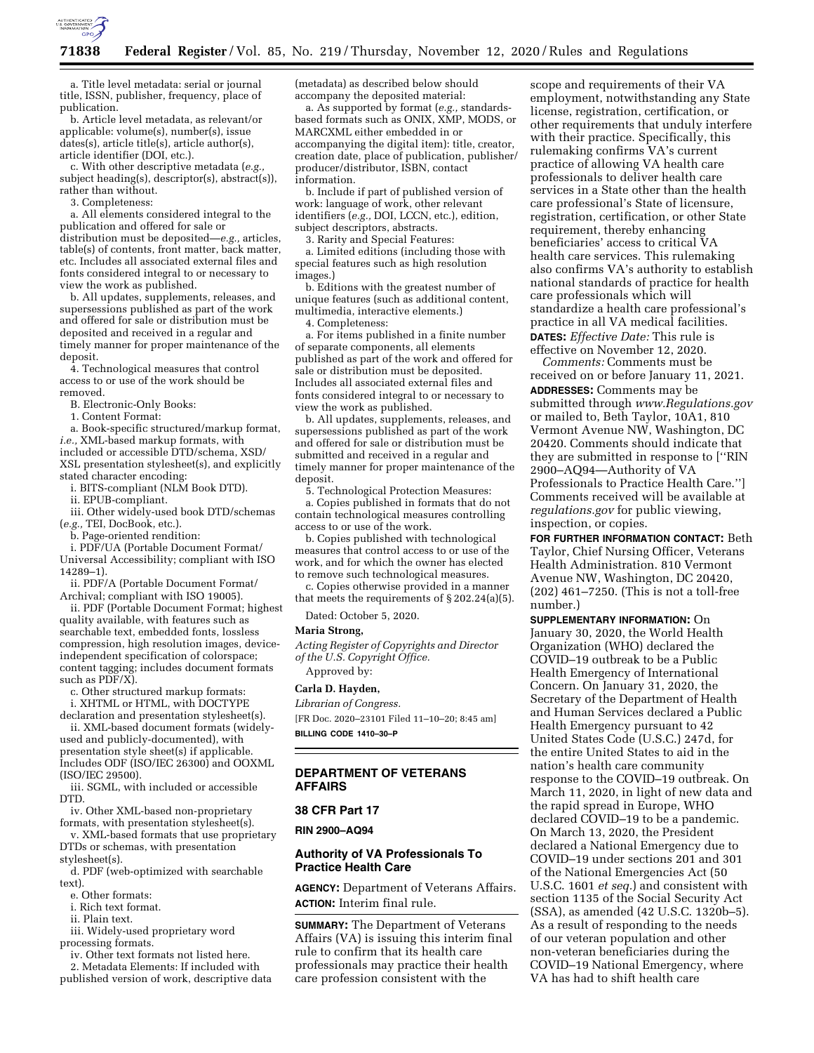a. Title level metadata: serial or journal title, ISSN, publisher, frequency, place of publication.

b. Article level metadata, as relevant/or applicable: volume(s), number(s), issue dates(s), article title(s), article author(s), article identifier (DOI, etc.).

c. With other descriptive metadata (*e.g.,* subject heading(s), descriptor(s), abstract(s)), rather than without.

3. Completeness:

a. All elements considered integral to the publication and offered for sale or distribution must be deposited—*e.g.,* articles, table(s) of contents, front matter, back matter, etc. Includes all associated external files and fonts considered integral to or necessary to view the work as published.

b. All updates, supplements, releases, and supersessions published as part of the work and offered for sale or distribution must be deposited and received in a regular and timely manner for proper maintenance of the deposit.

4. Technological measures that control access to or use of the work should be removed.

B. Electronic-Only Books:

1. Content Format:

a. Book-specific structured/markup format, *i.e.,* XML-based markup formats, with included or accessible DTD/schema, XSD/XSL presentation stylesheet(s), and explicitly stated character encoding:

i. BITS-compliant (NLM Book DTD).

ii. EPUB-compliant.

iii. Other widely-used book DTD/schemas (*e.g.,* TEI, DocBook, etc.).

b. Page-oriented rendition:

i. PDF/UA (Portable Document Format/Universal Accessibility; compliant with ISO 14289–1).

ii. PDF/A (Portable Document Format/Archival; compliant with ISO 19005).

ii. PDF (Portable Document Format; highest quality available, with features such as searchable text, embedded fonts, lossless compression, high resolution images, device-independent specification of colorspace; content tagging; includes document formats such as PDF/X).

c. Other structured markup formats:

i. XHTML or HTML, with DOCTYPE declaration and presentation stylesheet(s).

ii. XML-based document formats (widely-used and publicly-documented), with presentation style sheet(s) if applicable. Includes ODF (ISO/IEC 26300) and OOXML (ISO/IEC 29500).

iii. SGML, with included or accessible DTD.

iv. Other XML-based non-proprietary formats, with presentation stylesheet(s).

v. XML-based formats that use proprietary DTDs or schemas, with presentation stylesheet(s).

d. PDF (web-optimized with searchable text).

e. Other formats:

i. Rich text format.

ii. Plain text.

iii. Widely-used proprietary word processing formats.

iv. Other text formats not listed here.

2. Metadata Elements: If included with published version of work, descriptive data (metadata) as described below should accompany the deposited material:

a. As supported by format (*e.g.,* standards-based formats such as ONIX, XMP, MODS, or MARCXML either embedded in or accompanying the digital item): title, creator, creation date, place of publication, publisher/producer/distributor, ISBN, contact information.

b. Include if part of published version of work: language of work, other relevant identifiers (*e.g.,* DOI, LCCN, etc.), edition, subject descriptors, abstracts.

3. Rarity and Special Features:

a. Limited editions (including those with special features such as high resolution images.)

b. Editions with the greatest number of unique features (such as additional content, multimedia, interactive elements.)

4. Completeness:

a. For items published in a finite number of separate components, all elements published as part of the work and offered for sale or distribution must be deposited. Includes all associated external files and fonts considered integral to or necessary to view the work as published.

b. All updates, supplements, releases, and supersessions published as part of the work and offered for sale or distribution must be submitted and received in a regular and timely manner for proper maintenance of the deposit.

5. Technological Protection Measures:

a. Copies published in formats that do not contain technological measures controlling access to or use of the work.

b. Copies published with technological measures that control access to or use of the work, and for which the owner has elected to remove such technological measures.

c. Copies otherwise provided in a manner that meets the requirements of § 202.24(a)(5).

Dated: October 5, 2020.

**Maria Strong,**

*Acting Register of Copyrights and Director of the U.S. Copyright Office.*

Approved by:

**Carla D. Hayden,**

*Librarian of Congress.*

[FR Doc. 2020–23101 Filed 11–10–20; 8:45 am]

**BILLING CODE 1410–30–P**

## DEPARTMENT OF VETERANS AFFAIRS

### 38 CFR Part 17

**RIN 2900–AQ94**

### Authority of VA Professionals To Practice Health Care

**AGENCY:** Department of Veterans Affairs.

**ACTION:** Interim final rule.

**SUMMARY:** The Department of Veterans Affairs (VA) is issuing this interim final rule to confirm that its health care professionals may practice their health care profession consistent with the scope and requirements of their VA employment, notwithstanding any State license, registration, certification, or other requirements that unduly interfere with their practice. Specifically, this rulemaking confirms VA's current practice of allowing VA health care professionals to deliver health care services in a State other than the health care professional's State of licensure, registration, certification, or other State requirement, thereby enhancing beneficiaries' access to critical VA health care services. This rulemaking also confirms VA's authority to establish national standards of practice for health care professionals which will standardize a health care professional's practice in all VA medical facilities.

**DATES:** *Effective Date:* This rule is effective on November 12, 2020.

*Comments:* Comments must be received on or before January 11, 2021.

**ADDRESSES:** Comments may be submitted through *www.Regulations.gov* or mailed to, Beth Taylor, 10A1, 810 Vermont Avenue NW, Washington, DC 20420. Comments should indicate that they are submitted in response to [''RIN 2900–AQ94—Authority of VA Professionals to Practice Health Care.''] Comments received will be available at *regulations.gov* for public viewing, inspection, or copies.

**FOR FURTHER INFORMATION CONTACT:** Beth Taylor, Chief Nursing Officer, Veterans Health Administration. 810 Vermont Avenue NW, Washington, DC 20420, (202) 461–7250. (This is not a toll-free number.)

**SUPPLEMENTARY INFORMATION:** On January 30, 2020, the World Health Organization (WHO) declared the COVID–19 outbreak to be a Public Health Emergency of International Concern. On January 31, 2020, the Secretary of the Department of Health and Human Services declared a Public Health Emergency pursuant to 42 United States Code (U.S.C.) 247d, for the entire United States to aid in the nation's health care community response to the COVID–19 outbreak. On March 11, 2020, in light of new data and the rapid spread in Europe, WHO declared COVID–19 to be a pandemic. On March 13, 2020, the President declared a National Emergency due to COVID–19 under sections 201 and 301 of the National Emergencies Act (50 U.S.C. 1601 *et seq.*) and consistent with section 1135 of the Social Security Act (SSA), as amended (42 U.S.C. 1320b–5). As a result of responding to the needs of our veteran population and other non-veteran beneficiaries during the COVID–19 National Emergency, where VA has had to shift health care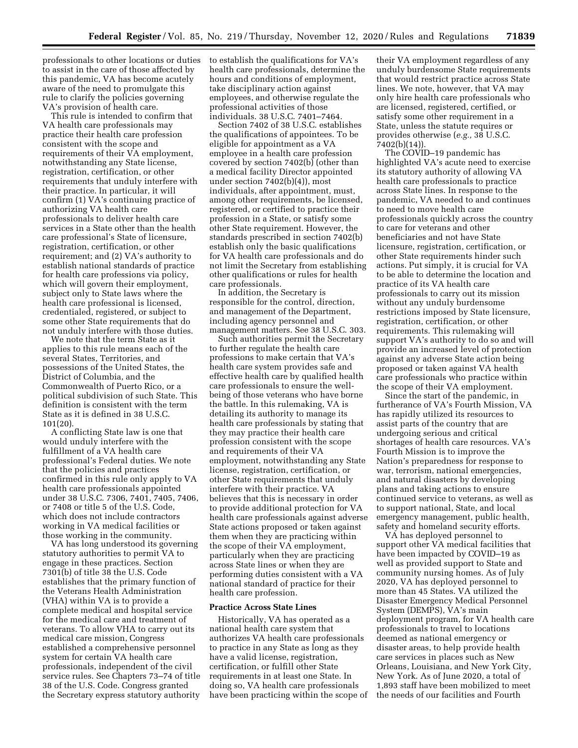professionals to other locations or duties to assist in the care of those affected by this pandemic, VA has become acutely aware of the need to promulgate this rule to clarify the policies governing VA's provision of health care.

This rule is intended to confirm that VA health care professionals may practice their health care profession consistent with the scope and requirements of their VA employment, notwithstanding any State license, registration, certification, or other requirements that unduly interfere with their practice. In particular, it will confirm (1) VA's continuing practice of authorizing VA health care professionals to deliver health care services in a State other than the health care professional's State of licensure, registration, certification, or other requirement; and (2) VA's authority to establish national standards of practice for health care professions via policy, which will govern their employment, subject only to State laws where the health care professional is licensed, credentialed, registered, or subject to some other State requirements that do not unduly interfere with those duties.

We note that the term State as it applies to this rule means each of the several States, Territories, and possessions of the United States, the District of Columbia, and the Commonwealth of Puerto Rico, or a political subdivision of such State. This definition is consistent with the term State as it is defined in 38 U.S.C. 101(20).

A conflicting State law is one that would unduly interfere with the fulfillment of a VA health care professional's Federal duties. We note that the policies and practices confirmed in this rule only apply to VA health care professionals appointed under 38 U.S.C. 7306, 7401, 7405, 7406, or 7408 or title 5 of the U.S. Code, which does not include contractors working in VA medical facilities or those working in the community.

VA has long understood its governing statutory authorities to permit VA to engage in these practices. Section 7301(b) of title 38 the U.S. Code establishes that the primary function of the Veterans Health Administration (VHA) within VA is to provide a complete medical and hospital service for the medical care and treatment of veterans. To allow VHA to carry out its medical care mission, Congress established a comprehensive personnel system for certain VA health care professionals, independent of the civil service rules. See Chapters 73–74 of title 38 of the U.S. Code. Congress granted the Secretary express statutory authority to establish the qualifications for VA's health care professionals, determine the hours and conditions of employment, take disciplinary action against employees, and otherwise regulate the professional activities of those individuals. 38 U.S.C. 7401–7464.

Section 7402 of 38 U.S.C. establishes the qualifications of appointees. To be eligible for appointment as a VA employee in a health care profession covered by section 7402(b) (other than a medical facility Director appointed under section 7402(b)(4)), most individuals, after appointment, must, among other requirements, be licensed, registered, or certified to practice their profession in a State, or satisfy some other State requirement. However, the standards prescribed in section 7402(b) establish only the basic qualifications for VA health care professionals and do not limit the Secretary from establishing other qualifications or rules for health care professionals.

In addition, the Secretary is responsible for the control, direction, and management of the Department, including agency personnel and management matters. See 38 U.S.C. 303.

Such authorities permit the Secretary to further regulate the health care professions to make certain that VA's health care system provides safe and effective health care by qualified health care professionals to ensure the well-being of those veterans who have borne the battle. In this rulemaking, VA is detailing its authority to manage its health care professionals by stating that they may practice their health care profession consistent with the scope and requirements of their VA employment, notwithstanding any State license, registration, certification, or other State requirements that unduly interfere with their practice. VA believes that this is necessary in order to provide additional protection for VA health care professionals against adverse State actions proposed or taken against them when they are practicing within the scope of their VA employment, particularly when they are practicing across State lines or when they are performing duties consistent with a VA national standard of practice for their health care profession.

### Practice Across State Lines

Historically, VA has operated as a national health care system that authorizes VA health care professionals to practice in any State as long as they have a valid license, registration, certification, or fulfill other State requirements in at least one State. In doing so, VA health care professionals have been practicing within the scope of their VA employment regardless of any unduly burdensome State requirements that would restrict practice across State lines. We note, however, that VA may only hire health care professionals who are licensed, registered, certified, or satisfy some other requirement in a State, unless the statute requires or provides otherwise (*e.g.,* 38 U.S.C. 7402(b)(14)).

The COVID–19 pandemic has highlighted VA's acute need to exercise its statutory authority of allowing VA health care professionals to practice across State lines. In response to the pandemic, VA needed to and continues to need to move health care professionals quickly across the country to care for veterans and other beneficiaries and not have State licensure, registration, certification, or other State requirements hinder such actions. Put simply, it is crucial for VA to be able to determine the location and practice of its VA health care professionals to carry out its mission without any unduly burdensome restrictions imposed by State licensure, registration, certification, or other requirements. This rulemaking will support VA's authority to do so and will provide an increased level of protection against any adverse State action being proposed or taken against VA health care professionals who practice within the scope of their VA employment.

Since the start of the pandemic, in furtherance of VA's Fourth Mission, VA has rapidly utilized its resources to assist parts of the country that are undergoing serious and critical shortages of health care resources. VA's Fourth Mission is to improve the Nation's preparedness for response to war, terrorism, national emergencies, and natural disasters by developing plans and taking actions to ensure continued service to veterans, as well as to support national, State, and local emergency management, public health, safety and homeland security efforts.

VA has deployed personnel to support other VA medical facilities that have been impacted by COVID–19 as well as provided support to State and community nursing homes. As of July 2020, VA has deployed personnel to more than 45 States. VA utilized the Disaster Emergency Medical Personnel System (DEMPS), VA's main deployment program, for VA health care professionals to travel to locations deemed as national emergency or disaster areas, to help provide health care services in places such as New Orleans, Louisiana, and New York City, New York. As of June 2020, a total of 1,893 staff have been mobilized to meet the needs of our facilities and Fourth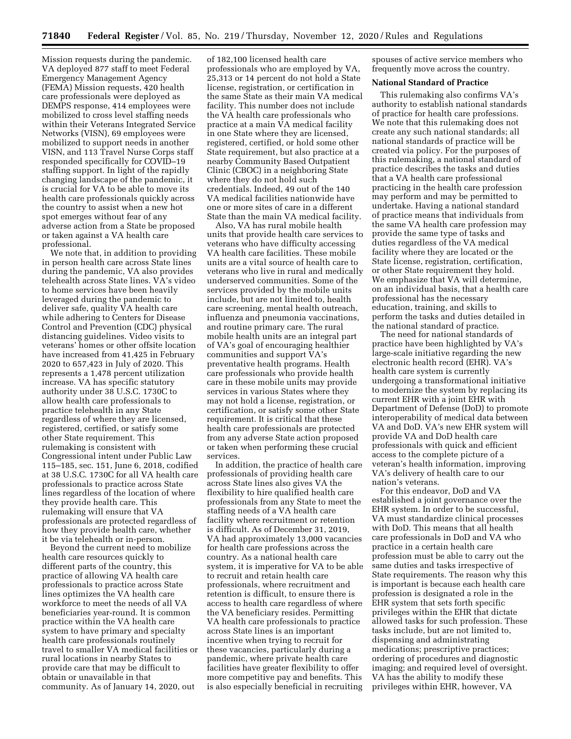Mission requests during the pandemic. VA deployed 877 staff to meet Federal Emergency Management Agency (FEMA) Mission requests, 420 health care professionals were deployed as DEMPS response, 414 employees were mobilized to cross level staffing needs within their Veterans Integrated Service Networks (VISN), 69 employees were mobilized to support needs in another VISN, and 113 Travel Nurse Corps staff responded specifically for COVID–19 staffing support. In light of the rapidly changing landscape of the pandemic, it is crucial for VA to be able to move its health care professionals quickly across the country to assist when a new hot spot emerges without fear of any adverse action from a State be proposed or taken against a VA health care professional.

We note that, in addition to providing in person health care across State lines during the pandemic, VA also provides telehealth across State lines. VA's video to home services have been heavily leveraged during the pandemic to deliver safe, quality VA health care while adhering to Centers for Disease Control and Prevention (CDC) physical distancing guidelines. Video visits to veterans' homes or other offsite location have increased from 41,425 in February 2020 to 657,423 in July of 2020. This represents a 1,478 percent utilization increase. VA has specific statutory authority under 38 U.S.C. 1730C to allow health care professionals to practice telehealth in any State regardless of where they are licensed, registered, certified, or satisfy some other State requirement. This rulemaking is consistent with Congressional intent under Public Law 115–185, sec. 151, June 6, 2018, codified at 38 U.S.C. 1730C for all VA health care professionals to practice across State lines regardless of the location of where they provide health care. This rulemaking will ensure that VA professionals are protected regardless of how they provide health care, whether it be via telehealth or in-person.

Beyond the current need to mobilize health care resources quickly to different parts of the country, this practice of allowing VA health care professionals to practice across State lines optimizes the VA health care workforce to meet the needs of all VA beneficiaries year-round. It is common practice within the VA health care system to have primary and specialty health care professionals routinely travel to smaller VA medical facilities or rural locations in nearby States to provide care that may be difficult to obtain or unavailable in that community. As of January 14, 2020, out of 182,100 licensed health care professionals who are employed by VA, 25,313 or 14 percent do not hold a State license, registration, or certification in the same State as their main VA medical facility. This number does not include the VA health care professionals who practice at a main VA medical facility in one State where they are licensed, registered, certified, or hold some other State requirement, but also practice at a nearby Community Based Outpatient Clinic (CBOC) in a neighboring State where they do not hold such credentials. Indeed, 49 out of the 140 VA medical facilities nationwide have one or more sites of care in a different State than the main VA medical facility.

Also, VA has rural mobile health units that provide health care services to veterans who have difficulty accessing VA health care facilities. These mobile units are a vital source of health care to veterans who live in rural and medically underserved communities. Some of the services provided by the mobile units include, but are not limited to, health care screening, mental health outreach, influenza and pneumonia vaccinations, and routine primary care. The rural mobile health units are an integral part of VA's goal of encouraging healthier communities and support VA's preventative health programs. Health care professionals who provide health care in these mobile units may provide services in various States where they may not hold a license, registration, or certification, or satisfy some other State requirement. It is critical that these health care professionals are protected from any adverse State action proposed or taken when performing these crucial services.

In addition, the practice of health care professionals of providing health care across State lines also gives VA the flexibility to hire qualified health care professionals from any State to meet the staffing needs of a VA health care facility where recruitment or retention is difficult. As of December 31, 2019, VA had approximately 13,000 vacancies for health care professions across the country. As a national health care system, it is imperative for VA to be able to recruit and retain health care professionals, where recruitment and retention is difficult, to ensure there is access to health care regardless of where the VA beneficiary resides. Permitting VA health care professionals to practice across State lines is an important incentive when trying to recruit for these vacancies, particularly during a pandemic, where private health care facilities have greater flexibility to offer more competitive pay and benefits. This is also especially beneficial in recruiting spouses of active service members who frequently move across the country.

## National Standard of Practice

This rulemaking also confirms VA's authority to establish national standards of practice for health care professions. We note that this rulemaking does not create any such national standards; all national standards of practice will be created via policy. For the purposes of this rulemaking, a national standard of practice describes the tasks and duties that a VA health care professional practicing in the health care profession may perform and may be permitted to undertake. Having a national standard of practice means that individuals from the same VA health care profession may provide the same type of tasks and duties regardless of the VA medical facility where they are located or the State license, registration, certification, or other State requirement they hold. We emphasize that VA will determine, on an individual basis, that a health care professional has the necessary education, training, and skills to perform the tasks and duties detailed in the national standard of practice.

The need for national standards of practice have been highlighted by VA's large-scale initiative regarding the new electronic health record (EHR). VA's health care system is currently undergoing a transformational initiative to modernize the system by replacing its current EHR with a joint EHR with Department of Defense (DoD) to promote interoperability of medical data between VA and DoD. VA's new EHR system will provide VA and DoD health care professionals with quick and efficient access to the complete picture of a veteran's health information, improving VA's delivery of health care to our nation's veterans.

For this endeavor, DoD and VA established a joint governance over the EHR system. In order to be successful, VA must standardize clinical processes with DoD. This means that all health care professionals in DoD and VA who practice in a certain health care profession must be able to carry out the same duties and tasks irrespective of State requirements. The reason why this is important is because each health care profession is designated a role in the EHR system that sets forth specific privileges within the EHR that dictate allowed tasks for such profession. These tasks include, but are not limited to, dispensing and administrating medications; prescriptive practices; ordering of procedures and diagnostic imaging; and required level of oversight. VA has the ability to modify these privileges within EHR, however, VA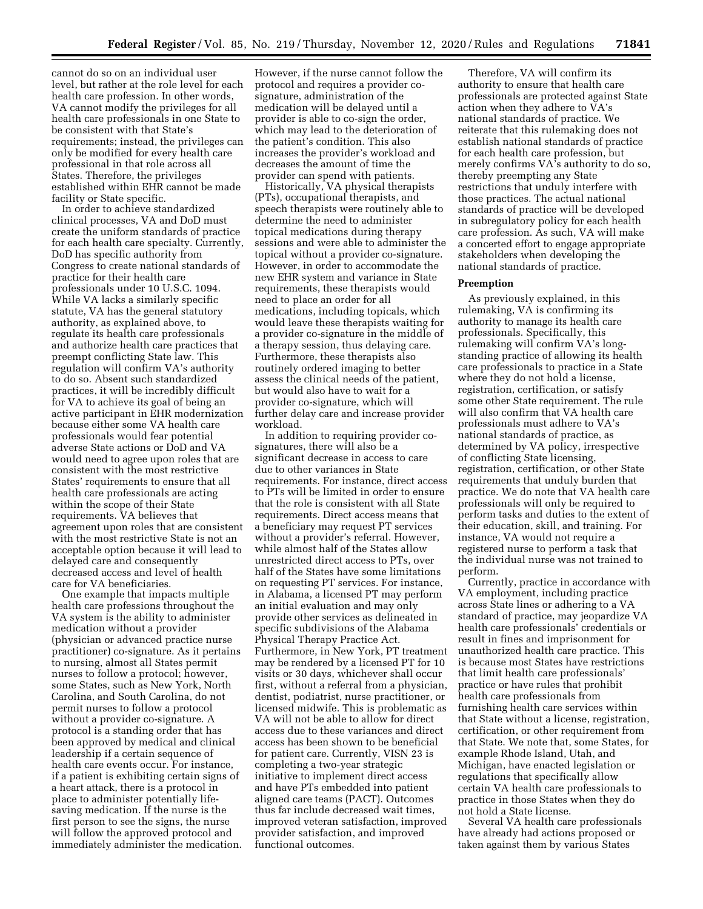cannot do so on an individual user level, but rather at the role level for each health care profession. In other words, VA cannot modify the privileges for all health care professionals in one State to be consistent with that State's requirements; instead, the privileges can only be modified for every health care professional in that role across all States. Therefore, the privileges established within EHR cannot be made facility or State specific.

In order to achieve standardized clinical processes, VA and DoD must create the uniform standards of practice for each health care specialty. Currently, DoD has specific authority from Congress to create national standards of practice for their health care professionals under 10 U.S.C. 1094. While VA lacks a similarly specific statute, VA has the general statutory authority, as explained above, to regulate its health care professionals and authorize health care practices that preempt conflicting State law. This regulation will confirm VA's authority to do so. Absent such standardized practices, it will be incredibly difficult for VA to achieve its goal of being an active participant in EHR modernization because either some VA health care professionals would fear potential adverse State actions or DoD and VA would need to agree upon roles that are consistent with the most restrictive States' requirements to ensure that all health care professionals are acting within the scope of their State requirements. VA believes that agreement upon roles that are consistent with the most restrictive State is not an acceptable option because it will lead to delayed care and consequently decreased access and level of health care for VA beneficiaries.

One example that impacts multiple health care professions throughout the VA system is the ability to administer medication without a provider (physician or advanced practice nurse practitioner) co-signature. As it pertains to nursing, almost all States permit nurses to follow a protocol; however, some States, such as New York, North Carolina, and South Carolina, do not permit nurses to follow a protocol without a provider co-signature. A protocol is a standing order that has been approved by medical and clinical leadership if a certain sequence of health care events occur. For instance, if a patient is exhibiting certain signs of a heart attack, there is a protocol in place to administer potentially life-saving medication. If the nurse is the first person to see the signs, the nurse will follow the approved protocol and immediately administer the medication. However, if the nurse cannot follow the protocol and requires a provider co-signature, administration of the medication will be delayed until a provider is able to co-sign the order, which may lead to the deterioration of the patient's condition. This also increases the provider's workload and decreases the amount of time the provider can spend with patients.

Historically, VA physical therapists (PTs), occupational therapists, and speech therapists were routinely able to determine the need to administer topical medications during therapy sessions and were able to administer the topical without a provider co-signature. However, in order to accommodate the new EHR system and variance in State requirements, these therapists would need to place an order for all medications, including topicals, which would leave these therapists waiting for a provider co-signature in the middle of a therapy session, thus delaying care. Furthermore, these therapists also routinely ordered imaging to better assess the clinical needs of the patient, but would also have to wait for a provider co-signature, which will further delay care and increase provider workload.

In addition to requiring provider co-signatures, there will also be a significant decrease in access to care due to other variances in State requirements. For instance, direct access to PTs will be limited in order to ensure that the role is consistent with all State requirements. Direct access means that a beneficiary may request PT services without a provider's referral. However, while almost half of the States allow unrestricted direct access to PTs, over half of the States have some limitations on requesting PT services. For instance, in Alabama, a licensed PT may perform an initial evaluation and may only provide other services as delineated in specific subdivisions of the Alabama Physical Therapy Practice Act. Furthermore, in New York, PT treatment may be rendered by a licensed PT for 10 visits or 30 days, whichever shall occur first, without a referral from a physician, dentist, podiatrist, nurse practitioner, or licensed midwife. This is problematic as VA will not be able to allow for direct access due to these variances and direct access has been shown to be beneficial for patient care. Currently, VISN 23 is completing a two-year strategic initiative to implement direct access and have PTs embedded into patient aligned care teams (PACT). Outcomes thus far include decreased wait times, improved veteran satisfaction, improved provider satisfaction, and improved functional outcomes.

Therefore, VA will confirm its authority to ensure that health care professionals are protected against State action when they adhere to VA's national standards of practice. We reiterate that this rulemaking does not establish national standards of practice for each health care profession, but merely confirms VA's authority to do so, thereby preempting any State restrictions that unduly interfere with those practices. The actual national standards of practice will be developed in subregulatory policy for each health care profession. As such, VA will make a concerted effort to engage appropriate stakeholders when developing the national standards of practice.

## Preemption

As previously explained, in this rulemaking, VA is confirming its authority to manage its health care professionals. Specifically, this rulemaking will confirm VA's long-standing practice of allowing its health care professionals to practice in a State where they do not hold a license, registration, certification, or satisfy some other State requirement. The rule will also confirm that VA health care professionals must adhere to VA's national standards of practice, as determined by VA policy, irrespective of conflicting State licensing, registration, certification, or other State requirements that unduly burden that practice. We do note that VA health care professionals will only be required to perform tasks and duties to the extent of their education, skill, and training. For instance, VA would not require a registered nurse to perform a task that the individual nurse was not trained to perform.

Currently, practice in accordance with VA employment, including practice across State lines or adhering to a VA standard of practice, may jeopardize VA health care professionals' credentials or result in fines and imprisonment for unauthorized health care practice. This is because most States have restrictions that limit health care professionals' practice or have rules that prohibit health care professionals from furnishing health care services within that State without a license, registration, certification, or other requirement from that State. We note that, some States, for example Rhode Island, Utah, and Michigan, have enacted legislation or regulations that specifically allow certain VA health care professionals to practice in those States when they do not hold a State license.

Several VA health care professionals have already had actions proposed or taken against them by various States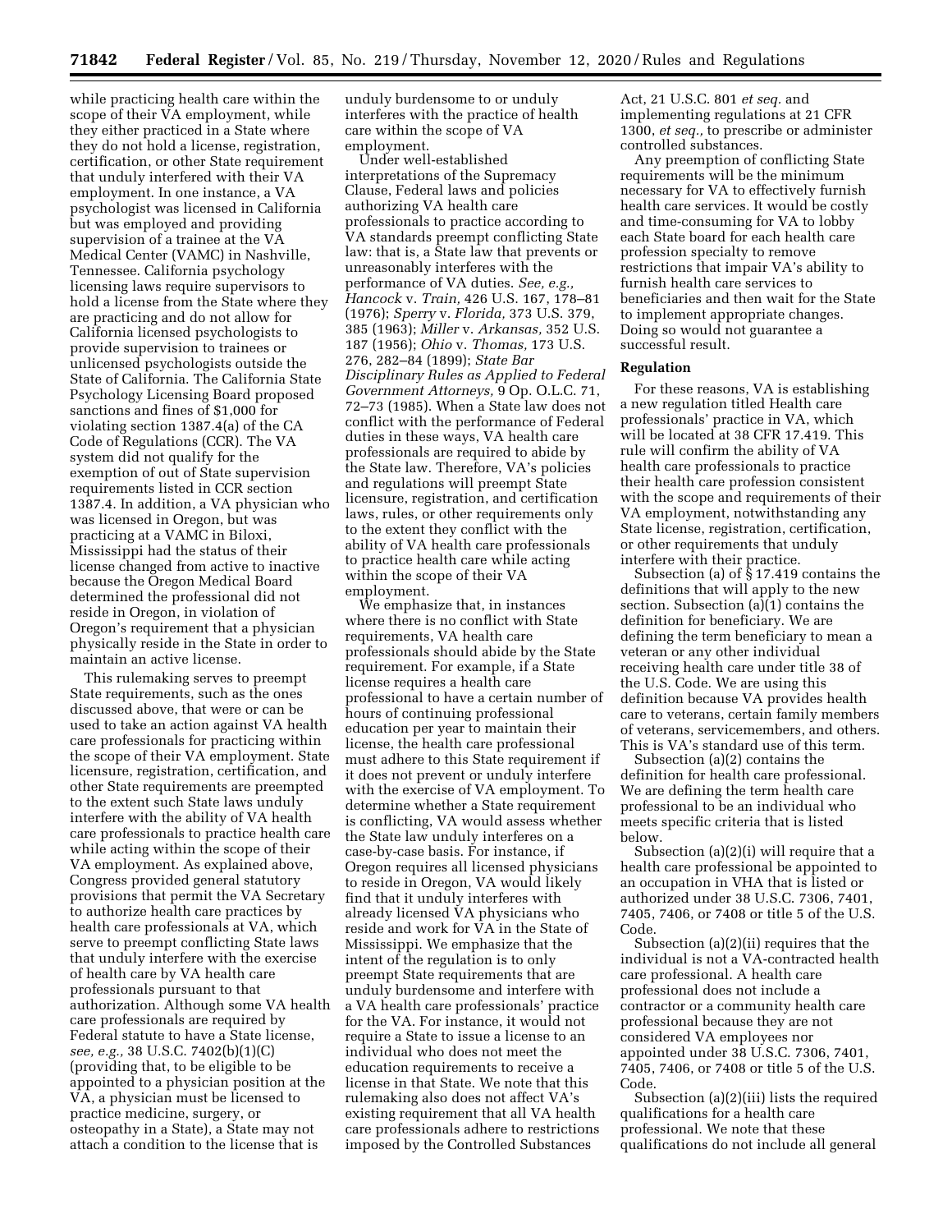while practicing health care within the scope of their VA employment, while they either practiced in a State where they do not hold a license, registration, certification, or other State requirement that unduly interfered with their VA employment. In one instance, a VA psychologist was licensed in California but was employed and providing supervision of a trainee at the VA Medical Center (VAMC) in Nashville, Tennessee. California psychology licensing laws require supervisors to hold a license from the State where they are practicing and do not allow for California licensed psychologists to provide supervision to trainees or unlicensed psychologists outside the State of California. The California State Psychology Licensing Board proposed sanctions and fines of $1,000 for violating section 1387.4(a) of the CA Code of Regulations (CCR). The VA system did not qualify for the exemption of out of State supervision requirements listed in CCR section 1387.4. In addition, a VA physician who was licensed in Oregon, but was practicing at a VAMC in Biloxi, Mississippi had the status of their license changed from active to inactive because the Oregon Medical Board determined the professional did not reside in Oregon, in violation of Oregon's requirement that a physician physically reside in the State in order to maintain an active license.

This rulemaking serves to preempt State requirements, such as the ones discussed above, that were or can be used to take an action against VA health care professionals for practicing within the scope of their VA employment. State licensure, registration, certification, and other State requirements are preempted to the extent such State laws unduly interfere with the ability of VA health care professionals to practice health care while acting within the scope of their VA employment. As explained above, Congress provided general statutory provisions that permit the VA Secretary to authorize health care practices by health care professionals at VA, which serve to preempt conflicting State laws that unduly interfere with the exercise of health care by VA health care professionals pursuant to that authorization. Although some VA health care professionals are required by Federal statute to have a State license, *see, e.g.,* 38 U.S.C. 7402(b)(1)(C) (providing that, to be eligible to be appointed to a physician position at the VA, a physician must be licensed to practice medicine, surgery, or osteopathy in a State), a State may not attach a condition to the license that is unduly burdensome to or unduly interferes with the practice of health care within the scope of VA employment.

Under well-established interpretations of the Supremacy Clause, Federal laws and policies authorizing VA health care professionals to practice according to VA standards preempt conflicting State law: that is, a State law that prevents or unreasonably interferes with the performance of VA duties. *See, e.g., Hancock* v. *Train,* 426 U.S. 167, 178–81 (1976); *Sperry* v. *Florida,* 373 U.S. 379, 385 (1963); *Miller* v. *Arkansas,* 352 U.S. 187 (1956); *Ohio* v. *Thomas,* 173 U.S. 276, 282–84 (1899); *State Bar Disciplinary Rules as Applied to Federal Government Attorneys,* 9 Op. O.L.C. 71, 72–73 (1985). When a State law does not conflict with the performance of Federal duties in these ways, VA health care professionals are required to abide by the State law. Therefore, VA's policies and regulations will preempt State licensure, registration, and certification laws, rules, or other requirements only to the extent they conflict with the ability of VA health care professionals to practice health care while acting within the scope of their VA employment.

We emphasize that, in instances where there is no conflict with State requirements, VA health care professionals should abide by the State requirement. For example, if a State license requires a health care professional to have a certain number of hours of continuing professional education per year to maintain their license, the health care professional must adhere to this State requirement if it does not prevent or unduly interfere with the exercise of VA employment. To determine whether a State requirement is conflicting, VA would assess whether the State law unduly interferes on a case-by-case basis. For instance, if Oregon requires all licensed physicians to reside in Oregon, VA would likely find that it unduly interferes with already licensed VA physicians who reside and work for VA in the State of Mississippi. We emphasize that the intent of the regulation is to only preempt State requirements that are unduly burdensome and interfere with a VA health care professionals' practice for the VA. For instance, it would not require a State to issue a license to an individual who does not meet the education requirements to receive a license in that State. We note that this rulemaking also does not affect VA's existing requirement that all VA health care professionals adhere to restrictions imposed by the Controlled Substances Act, 21 U.S.C. 801 *et seq.* and implementing regulations at 21 CFR 1300, *et seq.,* to prescribe or administer controlled substances.

Any preemption of conflicting State requirements will be the minimum necessary for VA to effectively furnish health care services. It would be costly and time-consuming for VA to lobby each State board for each health care profession specialty to remove restrictions that impair VA's ability to furnish health care services to beneficiaries and then wait for the State to implement appropriate changes. Doing so would not guarantee a successful result.

**Regulation**

For these reasons, VA is establishing a new regulation titled Health care professionals' practice in VA, which will be located at 38 CFR 17.419. This rule will confirm the ability of VA health care professionals to practice their health care profession consistent with the scope and requirements of their VA employment, notwithstanding any State license, registration, certification, or other requirements that unduly interfere with their practice.

Subsection (a) of § 17.419 contains the definitions that will apply to the new section. Subsection (a)(1) contains the definition for beneficiary. We are defining the term beneficiary to mean a veteran or any other individual receiving health care under title 38 of the U.S. Code. We are using this definition because VA provides health care to veterans, certain family members of veterans, servicemembers, and others. This is VA's standard use of this term.

Subsection (a)(2) contains the definition for health care professional. We are defining the term health care professional to be an individual who meets specific criteria that is listed below.

Subsection (a)(2)(i) will require that a health care professional be appointed to an occupation in VHA that is listed or authorized under 38 U.S.C. 7306, 7401, 7405, 7406, or 7408 or title 5 of the U.S. Code.

Subsection (a)(2)(ii) requires that the individual is not a VA-contracted health care professional. A health care professional does not include a contractor or a community health care professional because they are not considered VA employees nor appointed under 38 U.S.C. 7306, 7401, 7405, 7406, or 7408 or title 5 of the U.S. Code.

Subsection (a)(2)(iii) lists the required qualifications for a health care professional. We note that these qualifications do not include all general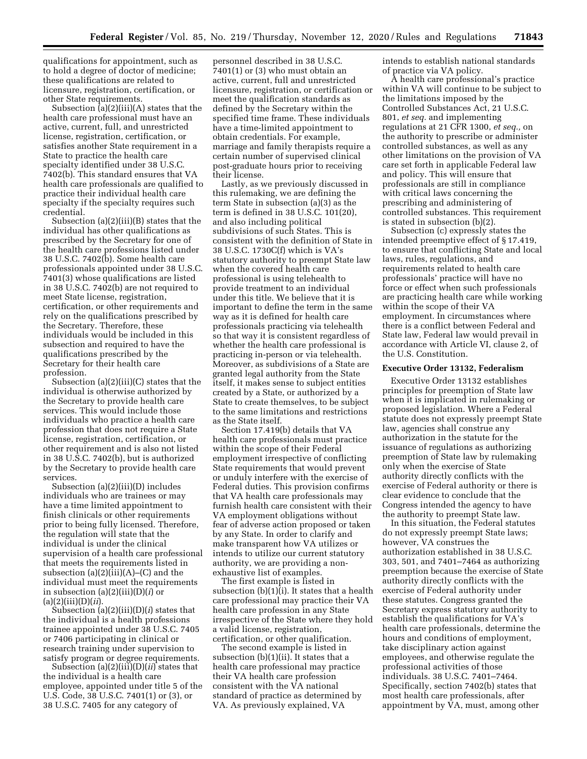qualifications for appointment, such as to hold a degree of doctor of medicine; these qualifications are related to licensure, registration, certification, or other State requirements.

Subsection (a)(2)(iii)(A) states that the health care professional must have an active, current, full, and unrestricted license, registration, certification, or satisfies another State requirement in a State to practice the health care specialty identified under 38 U.S.C. 7402(b). This standard ensures that VA health care professionals are qualified to practice their individual health care specialty if the specialty requires such credential.

Subsection (a)(2)(iii)(B) states that the individual has other qualifications as prescribed by the Secretary for one of the health care professions listed under 38 U.S.C. 7402(b). Some health care professionals appointed under 38 U.S.C. 7401(3) whose qualifications are listed in 38 U.S.C. 7402(b) are not required to meet State license, registration, certification, or other requirements and rely on the qualifications prescribed by the Secretary. Therefore, these individuals would be included in this subsection and required to have the qualifications prescribed by the Secretary for their health care profession.

Subsection (a)(2)(iii)(C) states that the individual is otherwise authorized by the Secretary to provide health care services. This would include those individuals who practice a health care profession that does not require a State license, registration, certification, or other requirement and is also not listed in 38 U.S.C. 7402(b), but is authorized by the Secretary to provide health care services.

Subsection (a)(2)(iii)(D) includes individuals who are trainees or may have a time limited appointment to finish clinicals or other requirements prior to being fully licensed. Therefore, the regulation will state that the individual is under the clinical supervision of a health care professional that meets the requirements listed in subsection (a)(2)(iii)(A)–(C) and the individual must meet the requirements in subsection (a)(2)(iii)(D)(*i*) or (a)(2)(iii)(D)(*ii*).

Subsection (a)(2)(iii)(D)(*i*) states that the individual is a health professions trainee appointed under 38 U.S.C. 7405 or 7406 participating in clinical or research training under supervision to satisfy program or degree requirements.

Subsection (a)(2)(iii)(D)(*ii*) states that the individual is a health care employee, appointed under title 5 of the U.S. Code, 38 U.S.C. 7401(1) or (3), or 38 U.S.C. 7405 for any category of personnel described in 38 U.S.C. 7401(1) or (3) who must obtain an active, current, full and unrestricted licensure, registration, or certification or meet the qualification standards as defined by the Secretary within the specified time frame. These individuals have a time-limited appointment to obtain credentials. For example, marriage and family therapists require a certain number of supervised clinical post-graduate hours prior to receiving their license.

Lastly, as we previously discussed in this rulemaking, we are defining the term State in subsection (a)(3) as the term is defined in 38 U.S.C. 101(20), and also including political subdivisions of such States. This is consistent with the definition of State in 38 U.S.C. 1730C(f) which is VA's statutory authority to preempt State law when the covered health care professional is using telehealth to provide treatment to an individual under this title. We believe that it is important to define the term in the same way as it is defined for health care professionals practicing via telehealth so that way it is consistent regardless of whether the health care professional is practicing in-person or via telehealth. Moreover, as subdivisions of a State are granted legal authority from the State itself, it makes sense to subject entities created by a State, or authorized by a State to create themselves, to be subject to the same limitations and restrictions as the State itself.

Section 17.419(b) details that VA health care professionals must practice within the scope of their Federal employment irrespective of conflicting State requirements that would prevent or unduly interfere with the exercise of Federal duties. This provision confirms that VA health care professionals may furnish health care consistent with their VA employment obligations without fear of adverse action proposed or taken by any State. In order to clarify and make transparent how VA utilizes or intends to utilize our current statutory authority, we are providing a non-exhaustive list of examples.

The first example is listed in subsection (b)(1)(i). It states that a health care professional may practice their VA health care profession in any State irrespective of the State where they hold a valid license, registration, certification, or other qualification.

The second example is listed in subsection (b)(1)(ii). It states that a health care professional may practice their VA health care profession consistent with the VA national standard of practice as determined by VA. As previously explained, VA intends to establish national standards of practice via VA policy.

A health care professional's practice within VA will continue to be subject to the limitations imposed by the Controlled Substances Act, 21 U.S.C. 801, *et seq.* and implementing regulations at 21 CFR 1300, *et seq.,* on the authority to prescribe or administer controlled substances, as well as any other limitations on the provision of VA care set forth in applicable Federal law and policy. This will ensure that professionals are still in compliance with critical laws concerning the prescribing and administering of controlled substances. This requirement is stated in subsection (b)(2).

Subsection (c) expressly states the intended preemptive effect of § 17.419, to ensure that conflicting State and local laws, rules, regulations, and requirements related to health care professionals' practice will have no force or effect when such professionals are practicing health care while working within the scope of their VA employment. In circumstances where there is a conflict between Federal and State law, Federal law would prevail in accordance with Article VI, clause 2, of the U.S. Constitution.

**Executive Order 13132, Federalism**

Executive Order 13132 establishes principles for preemption of State law when it is implicated in rulemaking or proposed legislation. Where a Federal statute does not expressly preempt State law, agencies shall construe any authorization in the statute for the issuance of regulations as authorizing preemption of State law by rulemaking only when the exercise of State authority directly conflicts with the exercise of Federal authority or there is clear evidence to conclude that the Congress intended the agency to have the authority to preempt State law.

In this situation, the Federal statutes do not expressly preempt State laws; however, VA construes the authorization established in 38 U.S.C. 303, 501, and 7401–7464 as authorizing preemption because the exercise of State authority directly conflicts with the exercise of Federal authority under these statutes. Congress granted the Secretary express statutory authority to establish the qualifications for VA's health care professionals, determine the hours and conditions of employment, take disciplinary action against employees, and otherwise regulate the professional activities of those individuals. 38 U.S.C. 7401–7464. Specifically, section 7402(b) states that most health care professionals, after appointment by VA, must, among other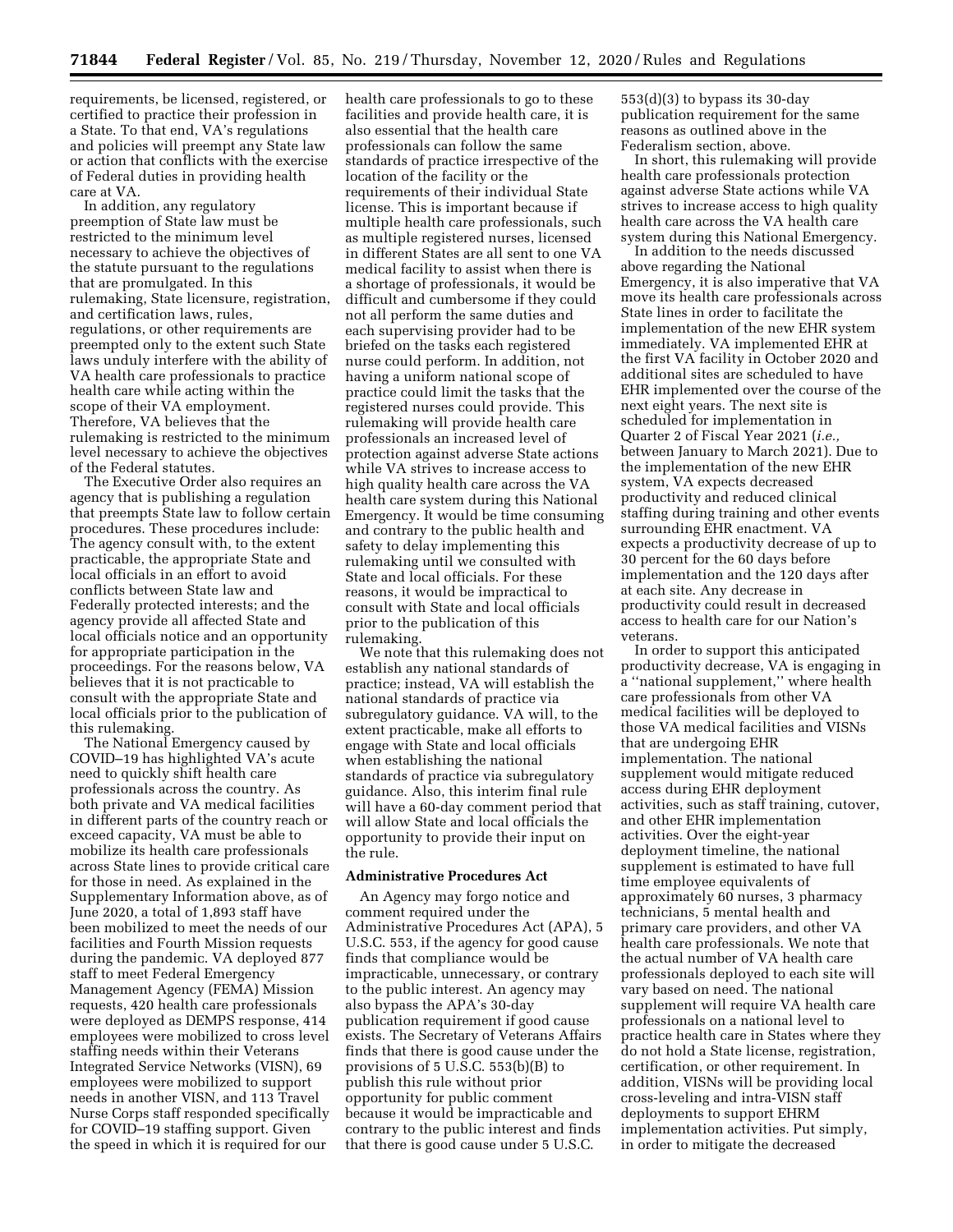requirements, be licensed, registered, or certified to practice their profession in a State. To that end, VA's regulations and policies will preempt any State law or action that conflicts with the exercise of Federal duties in providing health care at VA.

In addition, any regulatory preemption of State law must be restricted to the minimum level necessary to achieve the objectives of the statute pursuant to the regulations that are promulgated. In this rulemaking, State licensure, registration, and certification laws, rules, regulations, or other requirements are preempted only to the extent such State laws unduly interfere with the ability of VA health care professionals to practice health care while acting within the scope of their VA employment. Therefore, VA believes that the rulemaking is restricted to the minimum level necessary to achieve the objectives of the Federal statutes.

The Executive Order also requires an agency that is publishing a regulation that preempts State law to follow certain procedures. These procedures include: The agency consult with, to the extent practicable, the appropriate State and local officials in an effort to avoid conflicts between State law and Federally protected interests; and the agency provide all affected State and local officials notice and an opportunity for appropriate participation in the proceedings. For the reasons below, VA believes that it is not practicable to consult with the appropriate State and local officials prior to the publication of this rulemaking.

The National Emergency caused by COVID–19 has highlighted VA's acute need to quickly shift health care professionals across the country. As both private and VA medical facilities in different parts of the country reach or exceed capacity, VA must be able to mobilize its health care professionals across State lines to provide critical care for those in need. As explained in the Supplementary Information above, as of June 2020, a total of 1,893 staff have been mobilized to meet the needs of our facilities and Fourth Mission requests during the pandemic. VA deployed 877 staff to meet Federal Emergency Management Agency (FEMA) Mission requests, 420 health care professionals were deployed as DEMPS response, 414 employees were mobilized to cross level staffing needs within their Veterans Integrated Service Networks (VISN), 69 employees were mobilized to support needs in another VISN, and 113 Travel Nurse Corps staff responded specifically for COVID–19 staffing support. Given the speed in which it is required for our health care professionals to go to these facilities and provide health care, it is also essential that the health care professionals can follow the same standards of practice irrespective of the location of the facility or the requirements of their individual State license. This is important because if multiple health care professionals, such as multiple registered nurses, licensed in different States are all sent to one VA medical facility to assist when there is a shortage of professionals, it would be difficult and cumbersome if they could not all perform the same duties and each supervising provider had to be briefed on the tasks each registered nurse could perform. In addition, not having a uniform national scope of practice could limit the tasks that the registered nurses could provide. This rulemaking will provide health care professionals an increased level of protection against adverse State actions while VA strives to increase access to high quality health care across the VA health care system during this National Emergency. It would be time consuming and contrary to the public health and safety to delay implementing this rulemaking until we consulted with State and local officials. For these reasons, it would be impractical to consult with State and local officials prior to the publication of this rulemaking.

We note that this rulemaking does not establish any national standards of practice; instead, VA will establish the national standards of practice via subregulatory guidance. VA will, to the extent practicable, make all efforts to engage with State and local officials when establishing the national standards of practice via subregulatory guidance. Also, this interim final rule will have a 60-day comment period that will allow State and local officials the opportunity to provide their input on the rule.

**Administrative Procedures Act**

An Agency may forgo notice and comment required under the Administrative Procedures Act (APA), 5 U.S.C. 553, if the agency for good cause finds that compliance would be impracticable, unnecessary, or contrary to the public interest. An agency may also bypass the APA's 30-day publication requirement if good cause exists. The Secretary of Veterans Affairs finds that there is good cause under the provisions of 5 U.S.C. 553(b)(B) to publish this rule without prior opportunity for public comment because it would be impracticable and contrary to the public interest and finds that there is good cause under 5 U.S.C. 553(d)(3) to bypass its 30-day publication requirement for the same reasons as outlined above in the Federalism section, above.

In short, this rulemaking will provide health care professionals protection against adverse State actions while VA strives to increase access to high quality health care across the VA health care system during this National Emergency.

In addition to the needs discussed above regarding the National Emergency, it is also imperative that VA move its health care professionals across State lines in order to facilitate the implementation of the new EHR system immediately. VA implemented EHR at the first VA facility in October 2020 and additional sites are scheduled to have EHR implemented over the course of the next eight years. The next site is scheduled for implementation in Quarter 2 of Fiscal Year 2021 (*i.e.,* between January to March 2021). Due to the implementation of the new EHR system, VA expects decreased productivity and reduced clinical staffing during training and other events surrounding EHR enactment. VA expects a productivity decrease of up to 30 percent for the 60 days before implementation and the 120 days after at each site. Any decrease in productivity could result in decreased access to health care for our Nation's veterans.

In order to support this anticipated productivity decrease, VA is engaging in a "national supplement," where health care professionals from other VA medical facilities will be deployed to those VA medical facilities and VISNs that are undergoing EHR implementation. The national supplement would mitigate reduced access during EHR deployment activities, such as staff training, cutover, and other EHR implementation activities. Over the eight-year deployment timeline, the national supplement is estimated to have full time employee equivalents of approximately 60 nurses, 3 pharmacy technicians, 5 mental health and primary care providers, and other VA health care professionals. We note that the actual number of VA health care professionals deployed to each site will vary based on need. The national supplement will require VA health care professionals on a national level to practice health care in States where they do not hold a State license, registration, certification, or other requirement. In addition, VISNs will be providing local cross-leveling and intra-VISN staff deployments to support EHRM implementation activities. Put simply, in order to mitigate the decreased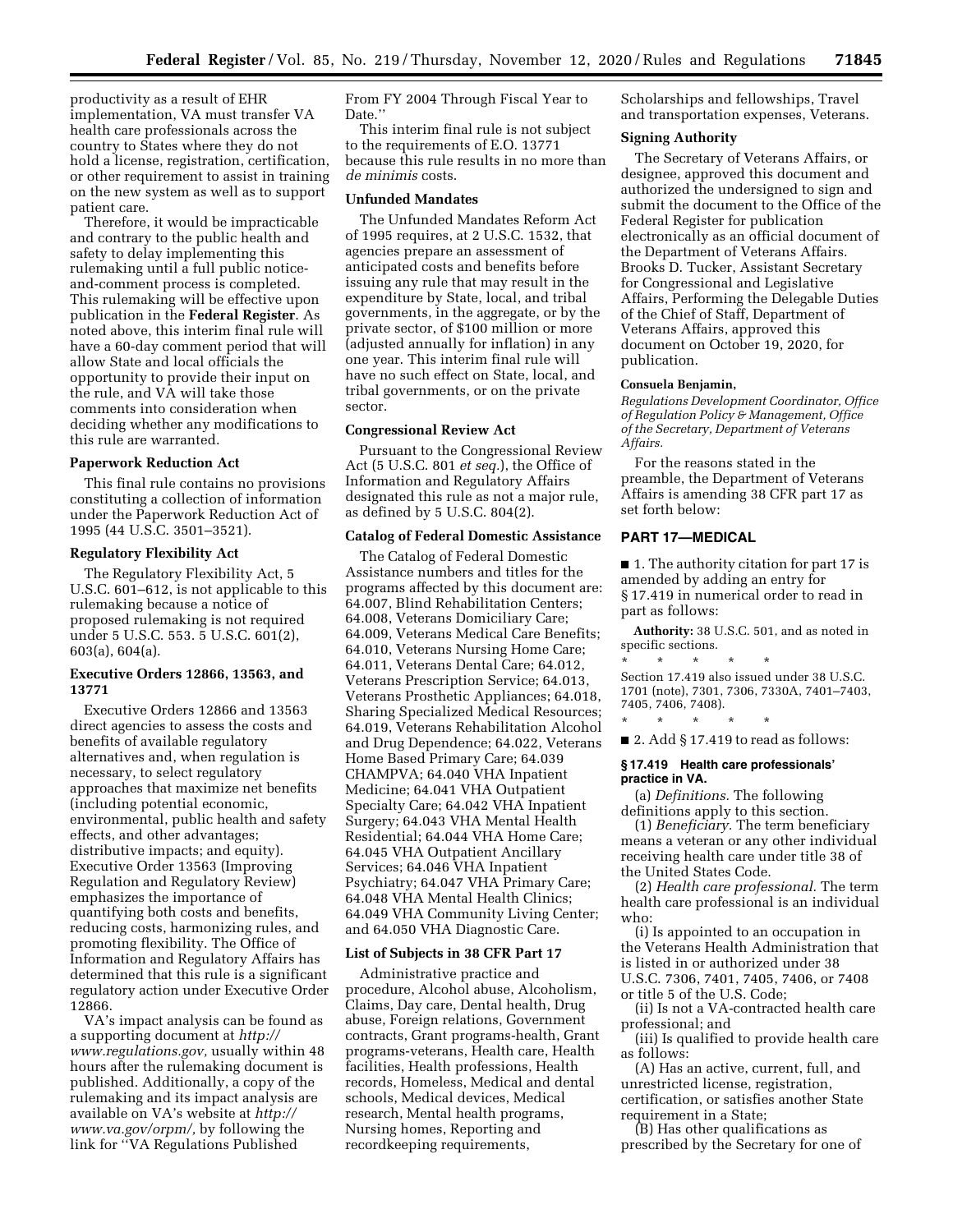productivity as a result of EHR implementation, VA must transfer VA health care professionals across the country to States where they do not hold a license, registration, certification, or other requirement to assist in training on the new system as well as to support patient care.

Therefore, it would be impracticable and contrary to the public health and safety to delay implementing this rulemaking until a full public notice-and-comment process is completed. This rulemaking will be effective upon publication in the **Federal Register**. As noted above, this interim final rule will have a 60-day comment period that will allow State and local officials the opportunity to provide their input on the rule, and VA will take those comments into consideration when deciding whether any modifications to this rule are warranted.

### Paperwork Reduction Act

This final rule contains no provisions constituting a collection of information under the Paperwork Reduction Act of 1995 (44 U.S.C. 3501–3521).

### Regulatory Flexibility Act

The Regulatory Flexibility Act, 5 U.S.C. 601–612, is not applicable to this rulemaking because a notice of proposed rulemaking is not required under 5 U.S.C. 553. 5 U.S.C. 601(2), 603(a), 604(a).

### Executive Orders 12866, 13563, and 13771

Executive Orders 12866 and 13563 direct agencies to assess the costs and benefits of available regulatory alternatives and, when regulation is necessary, to select regulatory approaches that maximize net benefits (including potential economic, environmental, public health and safety effects, and other advantages; distributive impacts; and equity). Executive Order 13563 (Improving Regulation and Regulatory Review) emphasizes the importance of quantifying both costs and benefits, reducing costs, harmonizing rules, and promoting flexibility. The Office of Information and Regulatory Affairs has determined that this rule is a significant regulatory action under Executive Order 12866.

VA's impact analysis can be found as a supporting document at *http://www.regulations.gov,* usually within 48 hours after the rulemaking document is published. Additionally, a copy of the rulemaking and its impact analysis are available on VA's website at *http://www.va.gov/orpm/,* by following the link for ''VA Regulations Published From FY 2004 Through Fiscal Year to Date.''

This interim final rule is not subject to the requirements of E.O. 13771 because this rule results in no more than *de minimis* costs.

### Unfunded Mandates

The Unfunded Mandates Reform Act of 1995 requires, at 2 U.S.C. 1532, that agencies prepare an assessment of anticipated costs and benefits before issuing any rule that may result in the expenditure by State, local, and tribal governments, in the aggregate, or by the private sector, of $100 million or more (adjusted annually for inflation) in any one year. This interim final rule will have no such effect on State, local, and tribal governments, or on the private sector.

### Congressional Review Act

Pursuant to the Congressional Review Act (5 U.S.C. 801 *et seq.*), the Office of Information and Regulatory Affairs designated this rule as not a major rule, as defined by 5 U.S.C. 804(2).

### Catalog of Federal Domestic Assistance

The Catalog of Federal Domestic Assistance numbers and titles for the programs affected by this document are: 64.007, Blind Rehabilitation Centers; 64.008, Veterans Domiciliary Care; 64.009, Veterans Medical Care Benefits; 64.010, Veterans Nursing Home Care; 64.011, Veterans Dental Care; 64.012, Veterans Prescription Service; 64.013, Veterans Prosthetic Appliances; 64.018, Sharing Specialized Medical Resources; 64.019, Veterans Rehabilitation Alcohol and Drug Dependence; 64.022, Veterans Home Based Primary Care; 64.039 CHAMPVA; 64.040 VHA Inpatient Medicine; 64.041 VHA Outpatient Specialty Care; 64.042 VHA Inpatient Surgery; 64.043 VHA Mental Health Residential; 64.044 VHA Home Care; 64.045 VHA Outpatient Ancillary Services; 64.046 VHA Inpatient Psychiatry; 64.047 VHA Primary Care; 64.048 VHA Mental Health Clinics; 64.049 VHA Community Living Center; and 64.050 VHA Diagnostic Care.

### List of Subjects in 38 CFR Part 17

Administrative practice and procedure, Alcohol abuse, Alcoholism, Claims, Day care, Dental health, Drug abuse, Foreign relations, Government contracts, Grant programs-health, Grant programs-veterans, Health care, Health facilities, Health professions, Health records, Homeless, Medical and dental schools, Medical devices, Medical research, Mental health programs, Nursing homes, Reporting and recordkeeping requirements, Scholarships and fellowships, Travel and transportation expenses, Veterans.

### Signing Authority

The Secretary of Veterans Affairs, or designee, approved this document and authorized the undersigned to sign and submit the document to the Office of the Federal Register for publication electronically as an official document of the Department of Veterans Affairs. Brooks D. Tucker, Assistant Secretary for Congressional and Legislative Affairs, Performing the Delegable Duties of the Chief of Staff, Department of Veterans Affairs, approved this document on October 19, 2020, for publication.

**Consuela Benjamin,**

*Regulations Development Coordinator, Office of Regulation Policy & Management, Office of the Secretary, Department of Veterans Affairs.*

For the reasons stated in the preamble, the Department of Veterans Affairs is amending 38 CFR part 17 as set forth below:

## PART 17—MEDICAL

■ 1. The authority citation for part 17 is amended by adding an entry for § 17.419 in numerical order to read in part as follows:

**Authority:** 38 U.S.C. 501, and as noted in specific sections.

\* \* \* \* \*

Section 17.419 also issued under 38 U.S.C. 1701 (note), 7301, 7306, 7330A, 7401–7403, 7405, 7406, 7408).

\* \* \* \* \*

■ 2. Add § 17.419 to read as follows:

### § 17.419 Health care professionals' practice in VA.

(a) *Definitions.* The following definitions apply to this section.

(1) *Beneficiary.* The term beneficiary means a veteran or any other individual receiving health care under title 38 of the United States Code.

(2) *Health care professional.* The term health care professional is an individual who:

(i) Is appointed to an occupation in the Veterans Health Administration that is listed in or authorized under 38 U.S.C. 7306, 7401, 7405, 7406, or 7408 or title 5 of the U.S. Code;

(ii) Is not a VA-contracted health care professional; and

(iii) Is qualified to provide health care as follows:

(A) Has an active, current, full, and unrestricted license, registration, certification, or satisfies another State requirement in a State;

(B) Has other qualifications as prescribed by the Secretary for one of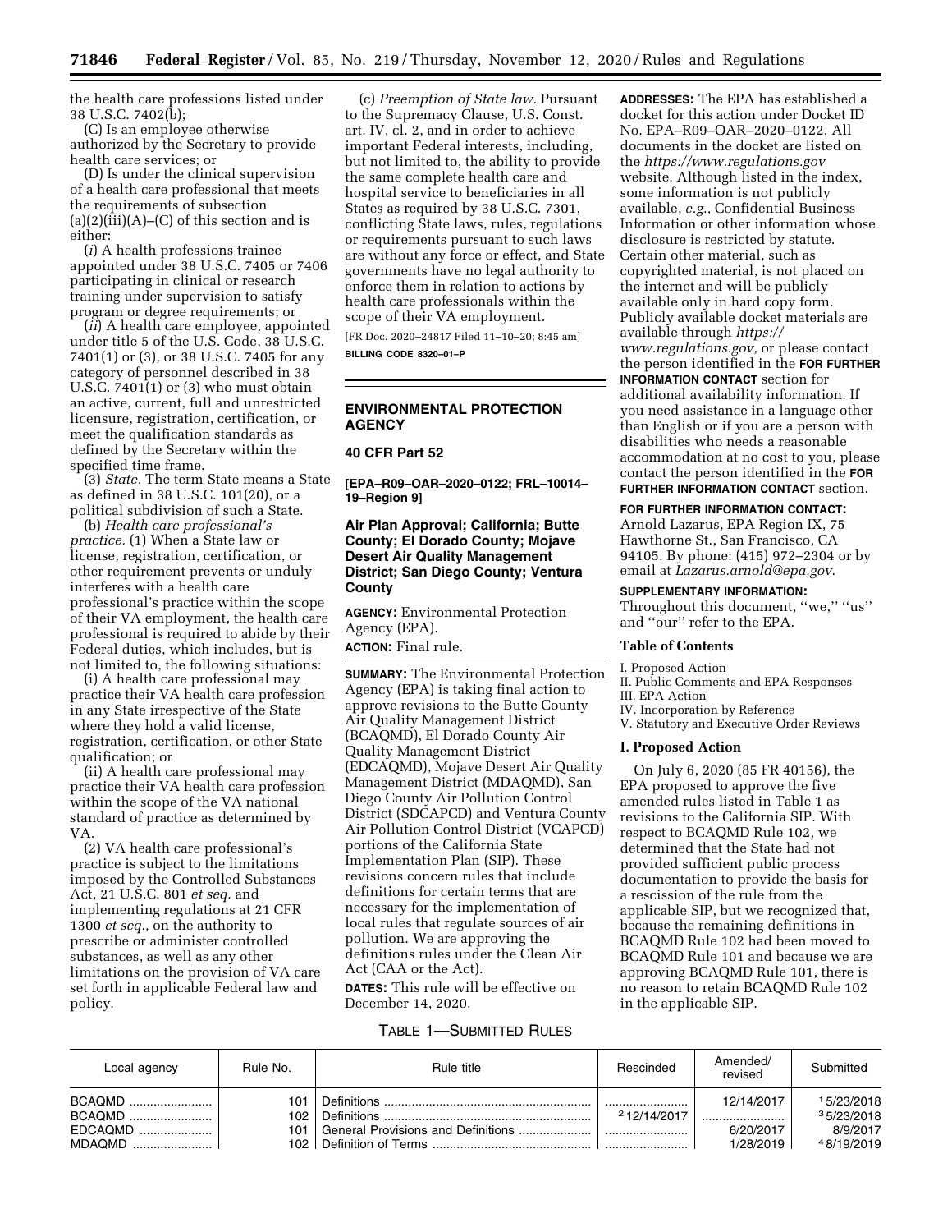the health care professions listed under 38 U.S.C. 7402(b);

(C) Is an employee otherwise authorized by the Secretary to provide health care services; or

(D) Is under the clinical supervision of a health care professional that meets the requirements of subsection (a)(2)(iii)(A)–(C) of this section and is either:

(*i*) A health professions trainee appointed under 38 U.S.C. 7405 or 7406 participating in clinical or research training under supervision to satisfy program or degree requirements; or

(*ii*) A health care employee, appointed under title 5 of the U.S. Code, 38 U.S.C. 7401(1) or (3), or 38 U.S.C. 7405 for any category of personnel described in 38 U.S.C. 7401(1) or (3) who must obtain an active, current, full and unrestricted licensure, registration, certification, or meet the qualification standards as defined by the Secretary within the specified time frame.

(3) *State.* The term State means a State as defined in 38 U.S.C. 101(20), or a political subdivision of such a State.

(b) *Health care professional's practice.* (1) When a State law or license, registration, certification, or other requirement prevents or unduly interferes with a health care professional's practice within the scope of their VA employment, the health care professional is required to abide by their Federal duties, which includes, but is not limited to, the following situations:

(i) A health care professional may practice their VA health care profession in any State irrespective of the State where they hold a valid license, registration, certification, or other State qualification; or

(ii) A health care professional may practice their VA health care profession within the scope of the VA national standard of practice as determined by VA.

(2) VA health care professional's practice is subject to the limitations imposed by the Controlled Substances Act, 21 U.S.C. 801 *et seq.* and implementing regulations at 21 CFR 1300 *et seq.,* on the authority to prescribe or administer controlled substances, as well as any other limitations on the provision of VA care set forth in applicable Federal law and policy.

(c) *Preemption of State law.* Pursuant to the Supremacy Clause, U.S. Const. art. IV, cl. 2, and in order to achieve important Federal interests, including, but not limited to, the ability to provide the same complete health care and hospital service to beneficiaries in all States as required by 38 U.S.C. 7301, conflicting State laws, rules, regulations or requirements pursuant to such laws are without any force or effect, and State governments have no legal authority to enforce them in relation to actions by health care professionals within the scope of their VA employment.

[FR Doc. 2020–24817 Filed 11–10–20; 8:45 am]

**BILLING CODE 8320–01–P**

## ENVIRONMENTAL PROTECTION AGENCY

### 40 CFR Part 52

**[EPA–R09–OAR–2020–0122; FRL–10014–19–Region 9]**

### Air Plan Approval; California; Butte County; El Dorado County; Mojave Desert Air Quality Management District; San Diego County; Ventura County

**AGENCY:** Environmental Protection Agency (EPA).

**ACTION:** Final rule.

**SUMMARY:** The Environmental Protection Agency (EPA) is taking final action to approve revisions to the Butte County Air Quality Management District (BCAQMD), El Dorado County Air Quality Management District (EDCAQMD), Mojave Desert Air Quality Management District (MDAQMD), San Diego County Air Pollution Control District (SDCAPCD) and Ventura County Air Pollution Control District (VCAPCD) portions of the California State Implementation Plan (SIP). These revisions concern rules that include definitions for certain terms that are necessary for the implementation of local rules that regulate sources of air pollution. We are approving the definitions rules under the Clean Air Act (CAA or the Act).

**DATES:** This rule will be effective on December 14, 2020.

**ADDRESSES:** The EPA has established a docket for this action under Docket ID No. EPA–R09–OAR–2020–0122. All documents in the docket are listed on the *https://www.regulations.gov* website. Although listed in the index, some information is not publicly available, *e.g.,* Confidential Business Information or other information whose disclosure is restricted by statute. Certain other material, such as copyrighted material, is not placed on the internet and will be publicly available only in hard copy form. Publicly available docket materials are available through *https://www.regulations.gov,* or please contact the person identified in the **FOR FURTHER INFORMATION CONTACT** section for additional availability information. If you need assistance in a language other than English or if you are a person with disabilities who needs a reasonable accommodation at no cost to you, please contact the person identified in the **FOR FURTHER INFORMATION CONTACT** section.

**FOR FURTHER INFORMATION CONTACT:** Arnold Lazarus, EPA Region IX, 75 Hawthorne St., San Francisco, CA 94105. By phone: (415) 972–2304 or by email at *Lazarus.arnold@epa.gov*.

**SUPPLEMENTARY INFORMATION:** Throughout this document, "we," "us" and "our" refer to the EPA.

**Table of Contents**

I. Proposed Action
II. Public Comments and EPA Responses
III. EPA Action
IV. Incorporation by Reference
V. Statutory and Executive Order Reviews

**I. Proposed Action**

On July 6, 2020 (85 FR 40156), the EPA proposed to approve the five amended rules listed in Table 1 as revisions to the California SIP. With respect to BCAQMD Rule 102, we determined that the State had not provided sufficient public process documentation to provide the basis for a rescission of the rule from the applicable SIP, but we recognized that, because the remaining definitions in BCAQMD Rule 102 had been moved to BCAQMD Rule 101 and because we are approving BCAQMD Rule 101, there is no reason to retain BCAQMD Rule 102 in the applicable SIP.

TABLE 1—SUBMITTED RULES

| Local agency | Rule No. | Rule title | Rescinded | Amended/revised | Submitted |
|---|---|---|---|---|---|
| BCAQMD | 101 | Definitions | | 12/14/2017 | [1] 5/23/2018 |
| BCAQMD | 102 | Definitions | [2] 12/14/2017 | | [3] 5/23/2018 |
| EDCAQMD | 101 | General Provisions and Definitions | | 6/20/2017 | 8/9/2017 |
| MDAQMD | 102 | Definition of Terms | | 1/28/2019 | [4] 8/19/2019 |